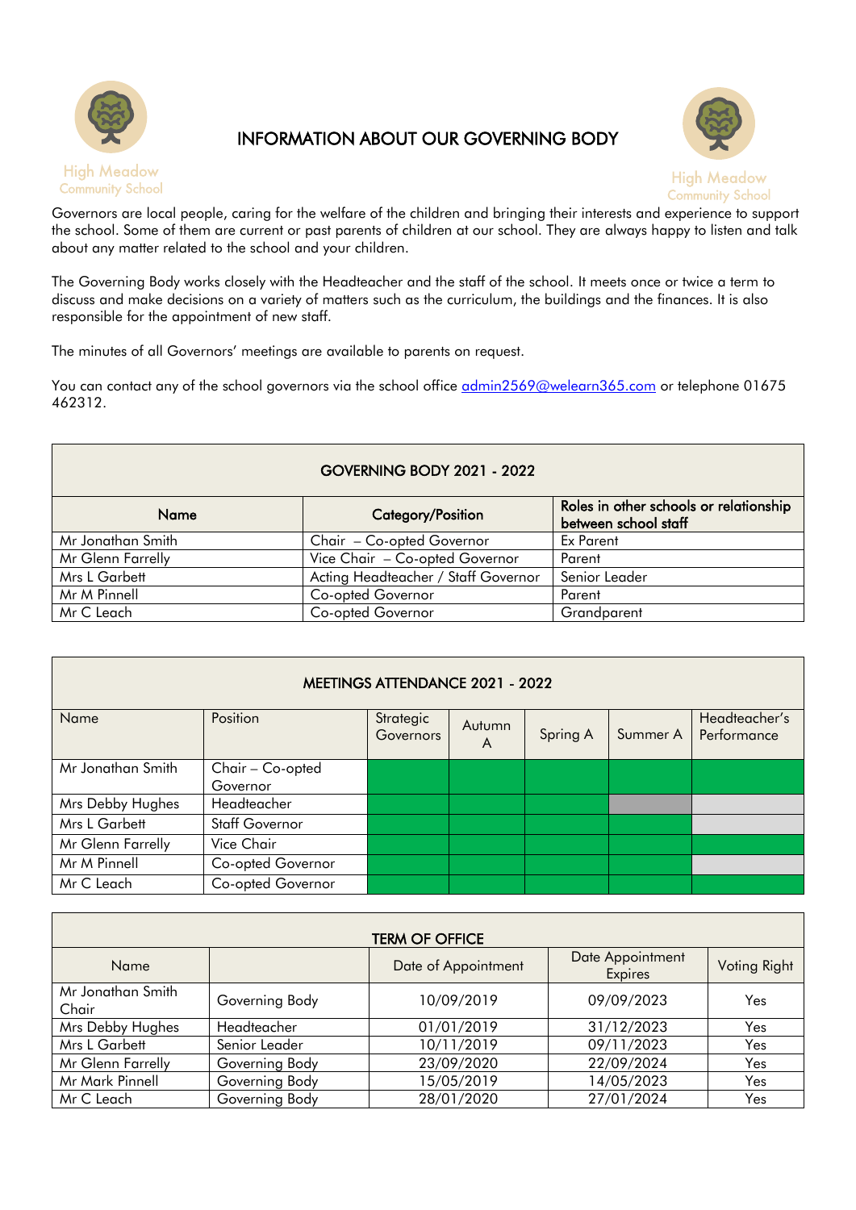# INFORMATION ABOUT OUR GOVERNING BODY

High Meadow Community School

Governors are local people, caring for the welfare of the children and bringing their interests and experience to support the school. Some of them are current or past parents of children at our school. They are always happy to listen and talk about any matter related to the school and your children.

The Governing Body works closely with the Headteacher and the staff of the school. It meets once or twice a term to discuss and make decisions on a variety of matters such as the curriculum, the buildings and the finances. It is also responsible for the appointment of new staff.

The minutes of all Governors' meetings are available to parents on request.

You can contact any of the school governors via the school office admin2569@welearn365.com or telephone 01675 462312.

| GOVERNING BODY 2021 - 2022 | | |
|---|---|---|
| **Name** | **Category/Position** | **Roles in other schools or relationship between school staff** |
| Mr Jonathan Smith | Chair – Co-opted Governor | Ex Parent |
| Mr Glenn Farrelly | Vice Chair – Co-opted Governor | Parent |
| Mrs L Garbett | Acting Headteacher / Staff Governor | Senior Leader |
| Mr M Pinnell | Co-opted Governor | Parent |
| Mr C Leach | Co-opted Governor | Grandparent |

| MEETINGS ATTENDANCE 2021 - 2022 | | | | | | |
|---|---|---|---|---|---|---|
| Name | Position | Strategic Governors | Autumn A | Spring A | Summer A | Headteacher's Performance |
| Mr Jonathan Smith | Chair – Co-opted Governor | | | | | |
| Mrs Debby Hughes | Headteacher | | | | | |
| Mrs L Garbett | Staff Governor | | | | | |
| Mr Glenn Farrelly | Vice Chair | | | | | |
| Mr M Pinnell | Co-opted Governor | | | | | |
| Mr C Leach | Co-opted Governor | | | | | |

| TERM OF OFFICE | | | | |
|---|---|---|---|---|
| Name | | Date of Appointment | Date Appointment Expires | Voting Right |
| Mr Jonathan Smith Chair | Governing Body | 10/09/2019 | 09/09/2023 | Yes |
| Mrs Debby Hughes | Headteacher | 01/01/2019 | 31/12/2023 | Yes |
| Mrs L Garbett | Senior Leader | 10/11/2019 | 09/11/2023 | Yes |
| Mr Glenn Farrelly | Governing Body | 23/09/2020 | 22/09/2024 | Yes |
| Mr Mark Pinnell | Governing Body | 15/05/2019 | 14/05/2023 | Yes |
| Mr C Leach | Governing Body | 28/01/2020 | 27/01/2024 | Yes |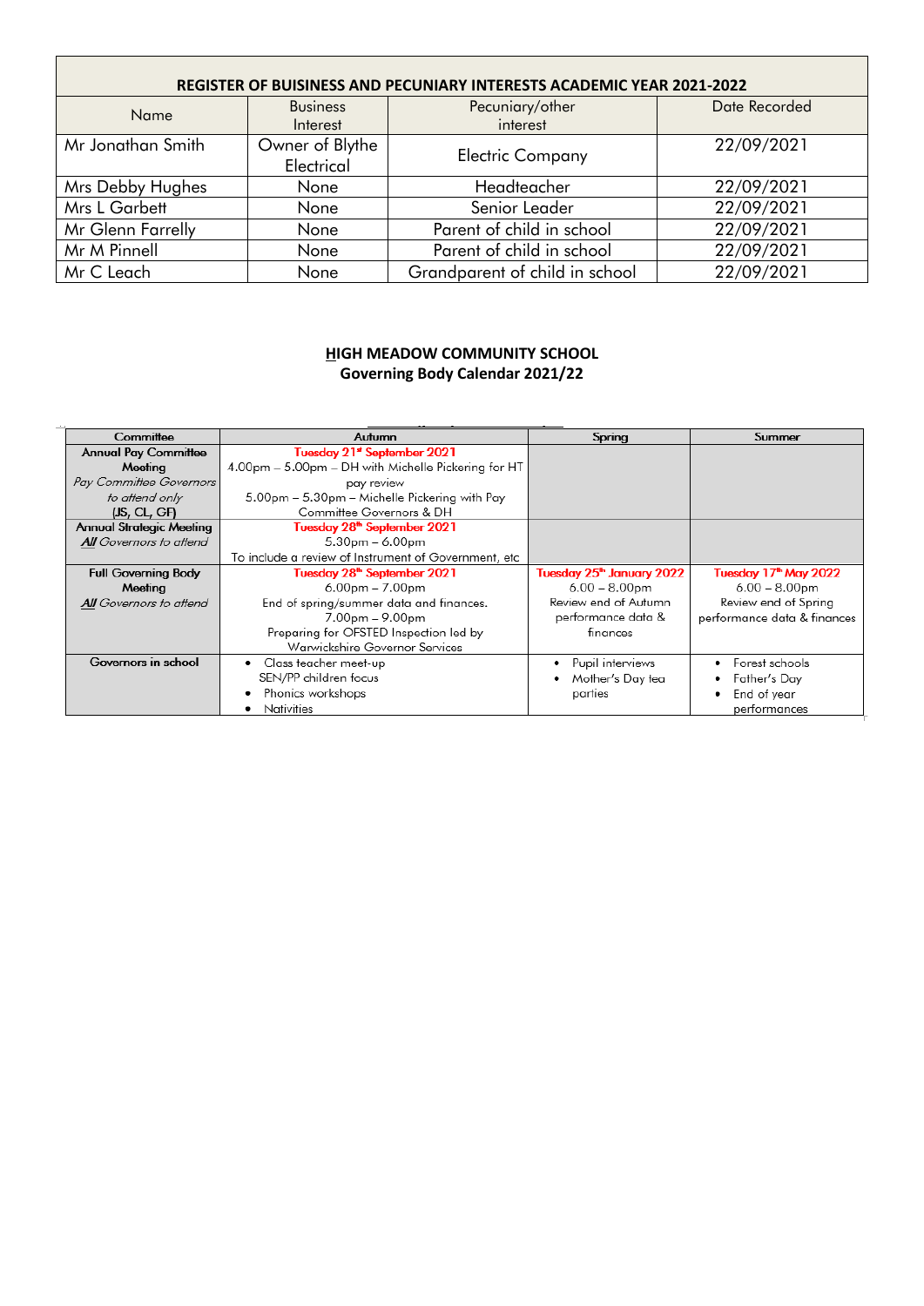| REGISTER OF BUISINESS AND PECUNIARY INTERESTS ACADEMIC YEAR 2021-2022 | | | |
|---|---|---|---|
| Name | Business Interest | Pecuniary/other interest | Date Recorded |
| Mr Jonathan Smith | Owner of Blythe Electrical | Electric Company | 22/09/2021 |
| Mrs Debby Hughes | None | Headteacher | 22/09/2021 |
| Mrs L Garbett | None | Senior Leader | 22/09/2021 |
| Mr Glenn Farrelly | None | Parent of child in school | 22/09/2021 |
| Mr M Pinnell | None | Parent of child in school | 22/09/2021 |
| Mr C Leach | None | Grandparent of child in school | 22/09/2021 |

## HIGH MEADOW COMMUNITY SCHOOL
## Governing Body Calendar 2021/22

| Committee | Autumn | Spring | Summer |
|---|---|---|---|
| **Annual Pay Committee Meeting** *Pay Committee Governors to attend only* (JS, CL, GF) | **Tuesday 21st September 2021** 4.00pm – 5.00pm – DH with Michelle Pickering for HT pay review 5.00pm – 5.30pm – Michelle Pickering with Pay Committee Governors & DH | | |
| **Annual Strategic Meeting** ***All*** *Governors to attend* | **Tuesday 28th September 2021** 5.30pm – 6.00pm To include a review of Instrument of Government, etc | | |
| **Full Governing Body Meeting** ***All*** *Governors to attend* | **Tuesday 28th September 2021** 6.00pm – 7.00pm End of spring/summer data and finances. 7.00pm – 9.00pm Preparing for OFSTED Inspection led by Warwickshire Governor Services | **Tuesday 25th January 2022** 6.00 – 8.00pm Review end of Autumn performance data & finances | **Tuesday 17th May 2022** 6.00 – 8.00pm Review end of Spring performance data & finances |
| **Governors in school** | • Class teacher meet-up SEN/PP children focus • Phonics workshops • Nativities | • Pupil interviews • Mother's Day tea parties | • Forest schools • Father's Day • End of year performances |